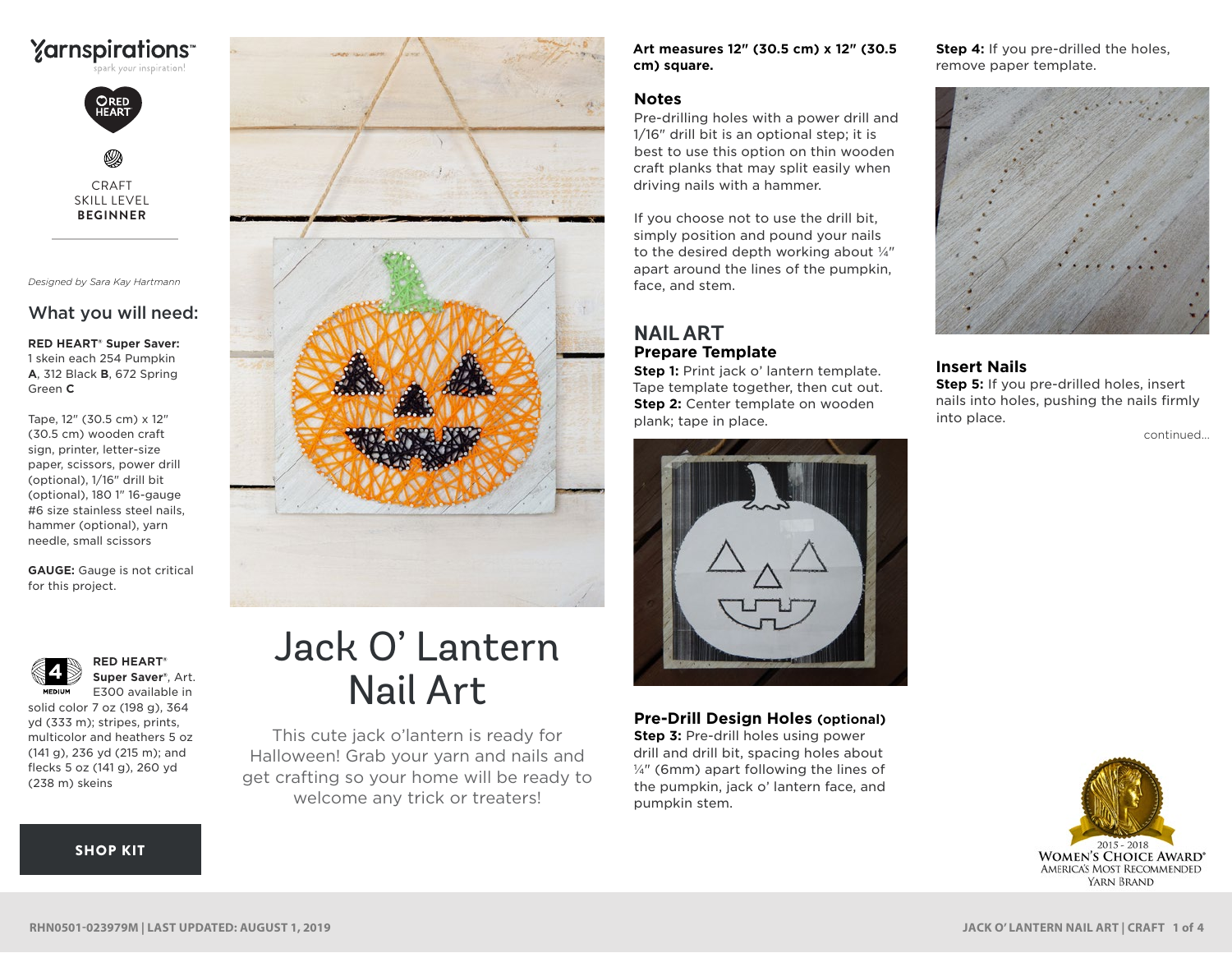Yarnspirations™

spark your inspiration!

RED HEART

CRAFT
SKILL LEVEL
**BEGINNER**

*Designed by Sara Kay Hartmann*

## What you will need:

**RED HEART® Super Saver:** 1 skein each 254 Pumpkin **A**, 312 Black **B**, 672 Spring Green **C**

Tape, 12" (30.5 cm) x 12" (30.5 cm) wooden craft sign, printer, letter-size paper, scissors, power drill (optional), 1/16" drill bit (optional), 180 1" 16-gauge #6 size stainless steel nails, hammer (optional), yarn needle, small scissors

**GAUGE:** Gauge is not critical for this project.

**RED HEART® Super Saver®**, Art. E300 available in solid color 7 oz (198 g), 364 yd (333 m); stripes, prints, multicolor and heathers 5 oz (141 g), 236 yd (215 m); and flecks 5 oz (141 g), 260 yd (238 m) skeins

**SHOP KIT**

# Jack O' Lantern Nail Art

This cute jack o'lantern is ready for Halloween! Grab your yarn and nails and get crafting so your home will be ready to welcome any trick or treaters!

**Art measures 12" (30.5 cm) x 12" (30.5 cm) square.**

### Notes

Pre-drilling holes with a power drill and 1/16" drill bit is an optional step; it is best to use this option on thin wooden craft planks that may split easily when driving nails with a hammer.

If you choose not to use the drill bit, simply position and pound your nails to the desired depth working about ¼" apart around the lines of the pumpkin, face, and stem.

## NAIL ART

### Prepare Template

**Step 1:** Print jack o' lantern template. Tape template together, then cut out.

**Step 2:** Center template on wooden plank; tape in place.

### Pre-Drill Design Holes (optional)

**Step 3:** Pre-drill holes using power drill and drill bit, spacing holes about ¼" (6mm) apart following the lines of the pumpkin, jack o' lantern face, and pumpkin stem.

**Step 4:** If you pre-drilled the holes, remove paper template.

### Insert Nails

**Step 5:** If you pre-drilled holes, insert nails into holes, pushing the nails firmly into place.

continued...

2015 - 2018 WOMEN'S CHOICE AWARD® AMERICA'S MOST RECOMMENDED YARN BRAND

RHN0501-023979M | LAST UPDATED: AUGUST 1, 2019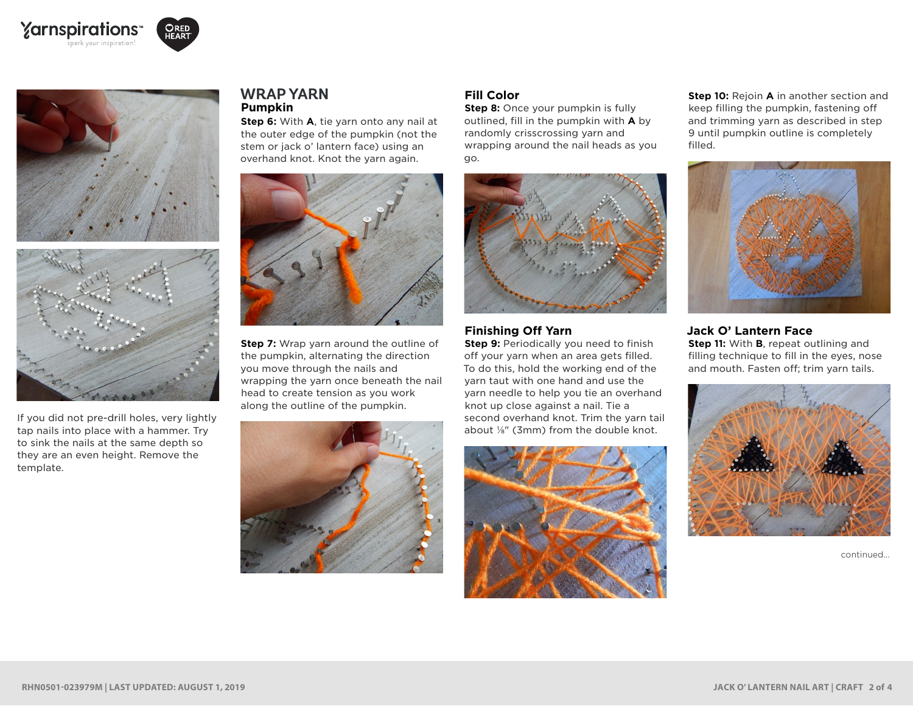If you did not pre-drill holes, very lightly tap nails into place with a hammer. Try to sink the nails at the same depth so they are an even height. Remove the template.

## WRAP YARN

### Pumpkin

**Step 6:** With **A**, tie yarn onto any nail at the outer edge of the pumpkin (not the stem or jack o' lantern face) using an overhand knot. Knot the yarn again.

**Step 7:** Wrap yarn around the outline of the pumpkin, alternating the direction you move through the nails and wrapping the yarn once beneath the nail head to create tension as you work along the outline of the pumpkin.

### Fill Color

**Step 8:** Once your pumpkin is fully outlined, fill in the pumpkin with **A** by randomly crisscrossing yarn and wrapping around the nail heads as you go.

### Finishing Off Yarn

**Step 9:** Periodically you need to finish off your yarn when an area gets filled. To do this, hold the working end of the yarn taut with one hand and use the yarn needle to help you tie an overhand knot up close against a nail. Tie a second overhand knot. Trim the yarn tail about ⅛" (3mm) from the double knot.

**Step 10:** Rejoin **A** in another section and keep filling the pumpkin, fastening off and trimming yarn as described in step 9 until pumpkin outline is completely filled.

### Jack O' Lantern Face

**Step 11:** With **B**, repeat outlining and filling technique to fill in the eyes, nose and mouth. Fasten off; trim yarn tails.

continued...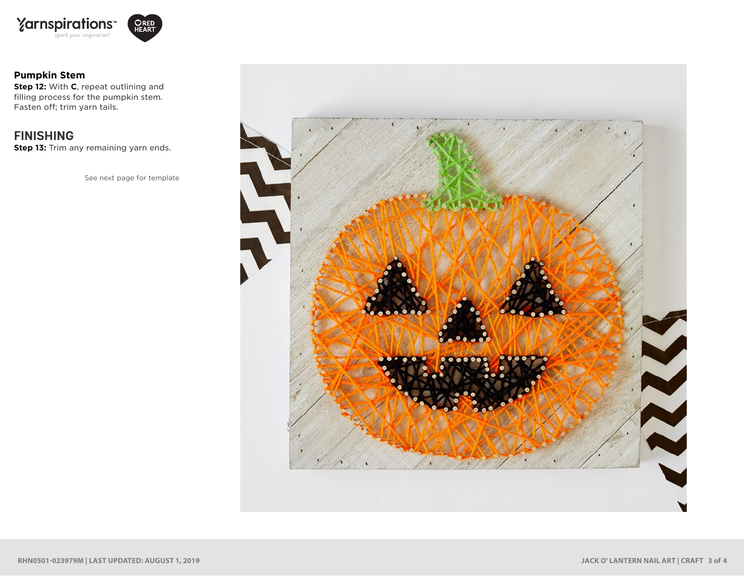**Pumpkin Stem**

**Step 12:** With **C**, repeat outlining and filling process for the pumpkin stem. Fasten off; trim yarn tails.

## FINISHING

**Step 13:** Trim any remaining yarn ends.

See next page for template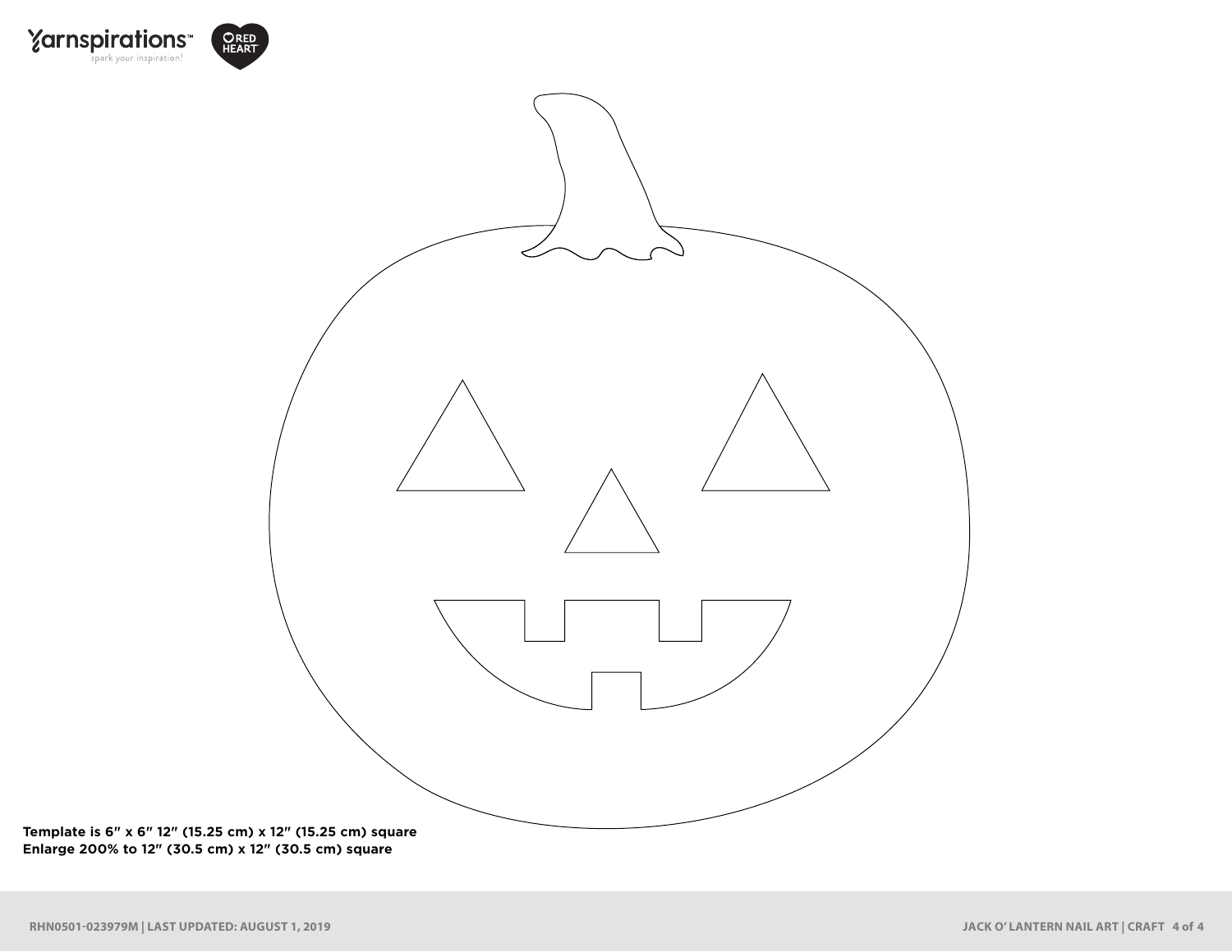**Template is 6″ x 6″ 12″ (15.25 cm) x 12″ (15.25 cm) square**
**Enlarge 200% to 12″ (30.5 cm) x 12″ (30.5 cm) square**